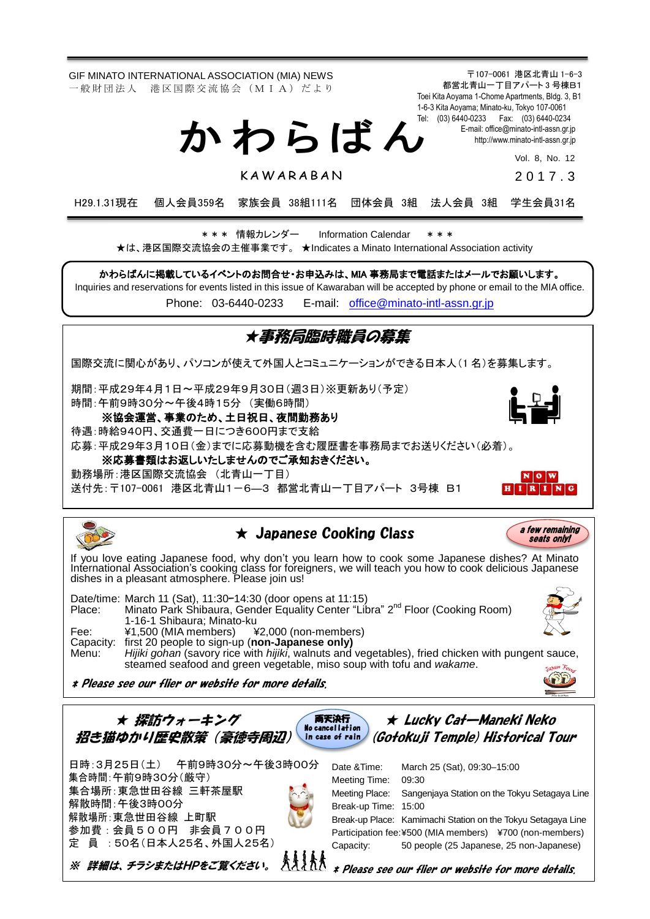GIF MINATO INTERNATIONAL ASSOCIATION (MIA) NEWS
一般財団法人　港区国際交流協会（ＭＩＡ）だより

〒107−0061　港区北青山 1−6−3
都営北青山一丁目アパート３号棟B1
Toei Kita Aoyama 1-Chome Apartments, Bldg. 3, B1
1-6-3 Kita Aoyama; Minato-ku, Tokyo 107-0061
Tel: (03) 6440-0233　Fax: (03) 6440-0234
E-mail: office@minato-intl-assn.gr.jp
http://www.minato-intl-assn.gr.jp

# かわらばん

KAWARABAN

Vol. 8, No. 12
２０１７.３

H29.1.31現在　個人会員359名　家族会員 38組111名　団体会員 3組　法人会員 3組　学生会員31名

＊＊＊ 情報カレンダー　Information Calendar　＊＊＊
★は、港区国際交流協会の主催事業です。 ★Indicates a Minato International Association activity

**かわらばんに掲載しているイベントのお問合せ・お申込みは、MIA 事務局まで電話またはメールでお願いします。**
Inquiries and reservations for events listed in this issue of Kawaraban will be accepted by phone or email to the MIA office.
Phone: 03-6440-0233　E-mail: office@minato-intl-assn.gr.jp

## ★事務局臨時職員の募集

国際交流に関心があり、パソコンが使えて外国人とコミュニケーションができる日本人（1 名）を募集します。

期間：平成29年4月1日～平成29年9月30日（週3日）※更新あり（予定）
時間：午前9時30分～午後4時15分 （実働6時間）
**※協会運営、事業の為、土日祝日、夜間勤務あり**
待遇：時給940円、交通費一日につき600円まで支給
応募：平成29年3月10日（金）までに応募動機を含む履歴書を事務局までお送りください（必着）。
**※応募書類はお返しいたしませんのでご承知おきください。**
勤務場所：港区国際交流協会 （北青山一丁目）
送付先：〒107−0061　港区北青山1－6―3　都営北青山一丁目アパート　3号棟　B1

NOW HIRING

## ★ Japanese Cooking Class

*a few remaining seats only!*

If you love eating Japanese food, why don't you learn how to cook some Japanese dishes? At Minato International Association's cooking class for foreigners, we will teach you how to cook delicious Japanese dishes in a pleasant atmosphere. Please join us!

Date/time: March 11 (Sat), 11:30–14:30 (door opens at 11:15)
Place: Minato Park Shibaura, Gender Equality Center "Libra" 2nd Floor (Cooking Room)
1-16-1 Shibaura; Minato-ku
Fee: ¥1,500 (MIA members)　¥2,000 (non-members)
Capacity: first 20 people to sign-up (**non-Japanese only)**
Menu: *Hijiki gohan* (savory rice with *hijiki*, walnuts and vegetables), fried chicken with pungent sauce, steamed seafood and green vegetable, miso soup with tofu and *wakame*.

*＊ Please see our flier or website for more details.*

## ★ 探訪ウォーキング　招き猫ゆかり歴史散策（豪徳寺周辺）

雨天決行 No cancellation in case of rain

日時：3月25日（土）　午前9時30分～午後3時00分
集合時間：午前9時30分（厳守）
集合場所：東急世田谷線 三軒茶屋駅
解散時間：午後3時00分
解散場所：東急世田谷線 上町駅
参加費：会員５００円　非会員７００円
定　員　：50名（日本人25名、外国人25名）

*※ 詳細は、チラシまたはHPをご覧ください。*

## ★ Lucky Cat—Maneki Neko (Gotokuji Temple) Historical Tour

Date &Time: March 25 (Sat), 09:30–15:00
Meeting Time: 09:30
Meeting Place: Sangenjaya Station on the Tokyu Setagaya Line
Break-up Time: 15:00
Break-up Place: Kamimachi Station on the Tokyu Setagaya Line
Participation fee: ¥500 (MIA members)　¥700 (non-members)
Capacity: 50 people (25 Japanese, 25 non-Japanese)

*＊ Please see our flier or website for more details.*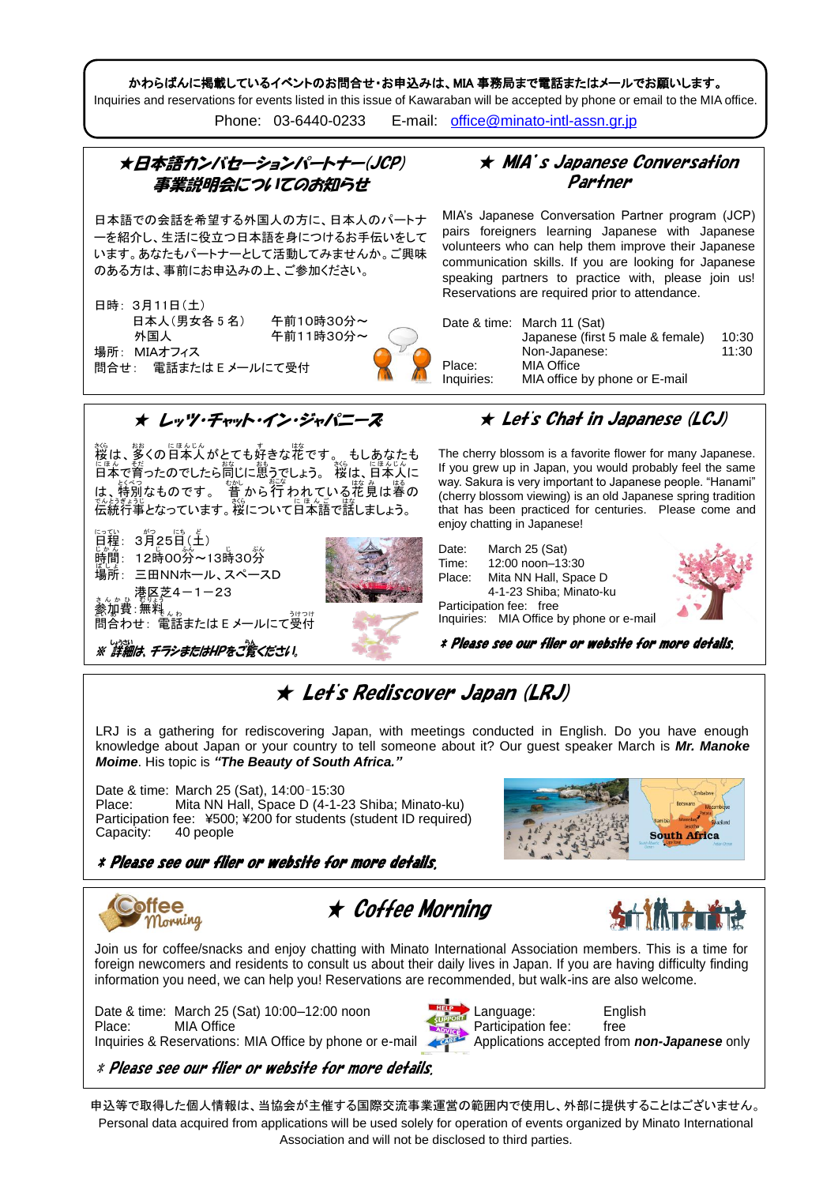かわらばんに掲載しているイベントのお問合せ・お申込みは、MIA 事務局まで電話またはメールでお願いします。
Inquiries and reservations for events listed in this issue of Kawaraban will be accepted by phone or email to the MIA office.
Phone: 03-6440-0233 E-mail: office@minato-intl-assn.gr.jp

## ★日本語カンバセーションパートナー(JCP) 事業説明会についてのお知らせ

日本語での会話を希望する外国人の方に、日本人のパートナーを紹介し、生活に役立つ日本語を身につけるお手伝いをしています。あなたもパートナーとして活動してみませんか。ご興味のある方は、事前にお申込みの上、ご参加ください。

日時: 3月11日(土)
　日本人(男女各 5 名)　午前10時30分～
　外国人　午前11時30分～
場所: MIAオフィス
問合せ: 電話または E メールにて受付

## ★ MIA's Japanese Conversation Partner

MIA's Japanese Conversation Partner program (JCP) pairs foreigners learning Japanese with Japanese volunteers who can help them improve their Japanese communication skills. If you are looking for Japanese speaking partners to practice with, please join us! Reservations are required prior to attendance.

Date & time: March 11 (Sat)
　Japanese (first 5 male & female) 10:30
　Non-Japanese: 11:30
Place: MIA Office
Inquiries: MIA office by phone or E-mail

## ★ レッツ・チャット・イン・ジャパニーズ

桜は、多くの日本人がとても好きな花です。もしあなたも日本で育ったのでしたら同じに思うでしょう。桜は、日本人には、特別なものです。昔から行われている花見は春の伝統行事となっています。桜について日本語で話しましょう。

日程: 3月25日(土)
時間: 12時00分～13時30分
場所: 三田NNホール、スペースD
　港区芝4－1－23
参加費: 無料
問合わせ: 電話または E メールにて受付

※ 詳細は、チラシまたはHPをご覧ください。

## ★ Let's Chat in Japanese (LCJ)

The cherry blossom is a favorite flower for many Japanese. If you grew up in Japan, you would probably feel the same way. Sakura is very important to Japanese people. "Hanami" (cherry blossom viewing) is an old Japanese spring tradition that has been practiced for centuries. Please come and enjoy chatting in Japanese!

Date: March 25 (Sat)
Time: 12:00 noon–13:30
Place: Mita NN Hall, Space D
　4-1-23 Shiba; Minato-ku
Participation fee: free
Inquiries: MIA Office by phone or e-mail

\* Please see our flier or website for more details.

## ★ Let's Rediscover Japan (LRJ)

LRJ is a gathering for rediscovering Japan, with meetings conducted in English. Do you have enough knowledge about Japan or your country to tell someone about it? Our guest speaker March is ***Mr. Manoke Moime***. His topic is ***"The Beauty of South Africa."***

Date & time: March 25 (Sat), 14:00-15:30
Place: Mita NN Hall, Space D (4-1-23 Shiba; Minato-ku)
Participation fee: ¥500; ¥200 for students (student ID required)
Capacity: 40 people

\* Please see our flier or website for more details.

## ★ Coffee Morning

Join us for coffee/snacks and enjoy chatting with Minato International Association members. This is a time for foreign newcomers and residents to consult us about their daily lives in Japan. If you are having difficulty finding information you need, we can help you! Reservations are recommended, but walk-ins are also welcome.

Date & time: March 25 (Sat) 10:00–12:00 noon
Place: MIA Office
Inquiries & Reservations: MIA Office by phone or e-mail
Language: English
Participation fee: free
Applications accepted from ***non-Japanese*** only

\* Please see our flier or website for more details.

申込等で取得した個人情報は、当協会が主催する国際交流事業運営の範囲内で使用し、外部に提供することはございません。
Personal data acquired from applications will be used solely for operation of events organized by Minato International Association and will not be disclosed to third parties.